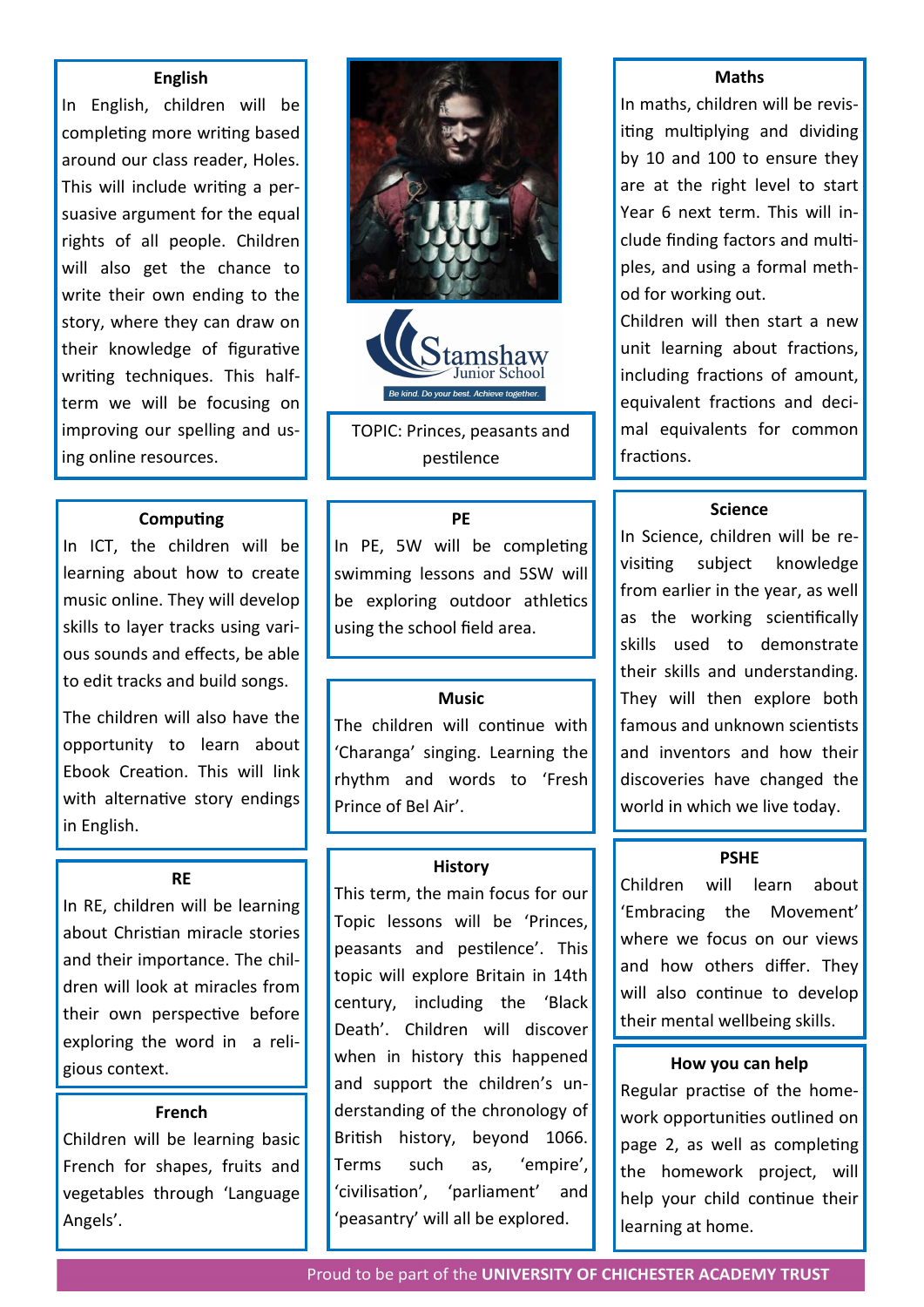## English

In English, children will be completing more writing based around our class reader, Holes. This will include writing a persuasive argument for the equal rights of all people. Children will also get the chance to write their own ending to the story, where they can draw on their knowledge of figurative writing techniques. This half-term we will be focusing on improving our spelling and using online resources.

## Computing

In ICT, the children will be learning about how to create music online. They will develop skills to layer tracks using various sounds and effects, be able to edit tracks and build songs.

The children will also have the opportunity to learn about Ebook Creation. This will link with alternative story endings in English.

## RE

In RE, children will be learning about Christian miracle stories and their importance. The children will look at miracles from their own perspective before exploring the word in a religious context.

## French

Children will be learning basic French for shapes, fruits and vegetables through 'Language Angels'.

Stamshaw Junior School

*Be kind. Do your best. Achieve together.*

TOPIC: Princes, peasants and pestilence

## PE

In PE, 5W will be completing swimming lessons and 5SW will be exploring outdoor athletics using the school field area.

## Music

The children will continue with 'Charanga' singing. Learning the rhythm and words to 'Fresh Prince of Bel Air'.

## History

This term, the main focus for our Topic lessons will be 'Princes, peasants and pestilence'. This topic will explore Britain in 14th century, including the 'Black Death'. Children will discover when in history this happened and support the children's understanding of the chronology of British history, beyond 1066. Terms such as, 'empire', 'civilisation', 'parliament' and 'peasantry' will all be explored.

## Maths

In maths, children will be revisiting multiplying and dividing by 10 and 100 to ensure they are at the right level to start Year 6 next term. This will include finding factors and multiples, and using a formal method for working out.

Children will then start a new unit learning about fractions, including fractions of amount, equivalent fractions and decimal equivalents for common fractions.

## Science

In Science, children will be revisiting subject knowledge from earlier in the year, as well as the working scientifically skills used to demonstrate their skills and understanding. They will then explore both famous and unknown scientists and inventors and how their discoveries have changed the world in which we live today.

## PSHE

Children will learn about 'Embracing the Movement' where we focus on our views and how others differ. They will also continue to develop their mental wellbeing skills.

## How you can help

Regular practise of the homework opportunities outlined on page 2, as well as completing the homework project, will help your child continue their learning at home.

Proud to be part of the **UNIVERSITY OF CHICHESTER ACADEMY TRUST**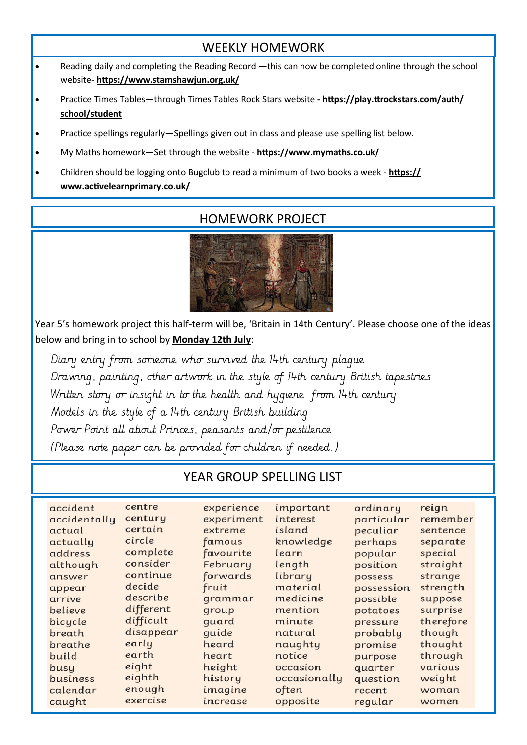## WEEKLY HOMEWORK

- Reading daily and completing the Reading Record —this can now be completed online through the school website- **https://www.stamshawjun.org.uk/**
- Practice Times Tables—through Times Tables Rock Stars website **- https://play.ttrockstars.com/auth/school/student**
- Practice spellings regularly—Spellings given out in class and please use spelling list below.
- My Maths homework—Set through the website - **https://www.mymaths.co.uk/**
- Children should be logging onto Bugclub to read a minimum of two books a week - **https://www.activelearnprimary.co.uk/**

## HOMEWORK PROJECT

Year 5's homework project this half-term will be, 'Britain in 14th Century'. Please choose one of the ideas below and bring in to school by **Monday 12th July**:

Diary entry from someone who survived the 14th century plague
Drawing, painting, other artwork in the style of 14th century British tapestries
Written story or insight in to the health and hygiene from 14th century
Models in the style of a 14th century British building
Power Point all about Princes, peasants and/or pestilence
(Please note paper can be provided for children if needed.)

## YEAR GROUP SPELLING LIST

| | | | | | |
|---|---|---|---|---|---|
| accident | centre | experience | important | ordinary | reign |
| accidentally | century | experiment | interest | particular | remember |
| actual | certain | extreme | island | peculiar | sentence |
| actually | circle | famous | knowledge | perhaps | separate |
| address | complete | favourite | learn | popular | special |
| although | consider | February | length | position | straight |
| answer | continue | forwards | library | possess | strange |
| appear | decide | fruit | material | possession | strength |
| arrive | describe | grammar | medicine | possible | suppose |
| believe | different | group | mention | potatoes | surprise |
| bicycle | difficult | guard | minute | pressure | therefore |
| breath | disappear | guide | natural | probably | though |
| breathe | early | heard | naughty | promise | thought |
| build | earth | heart | notice | purpose | through |
| busy | eight | height | occasion | quarter | various |
| business | eighth | history | occasionally | question | weight |
| calendar | enough | imagine | often | recent | woman |
| caught | exercise | increase | opposite | regular | women |